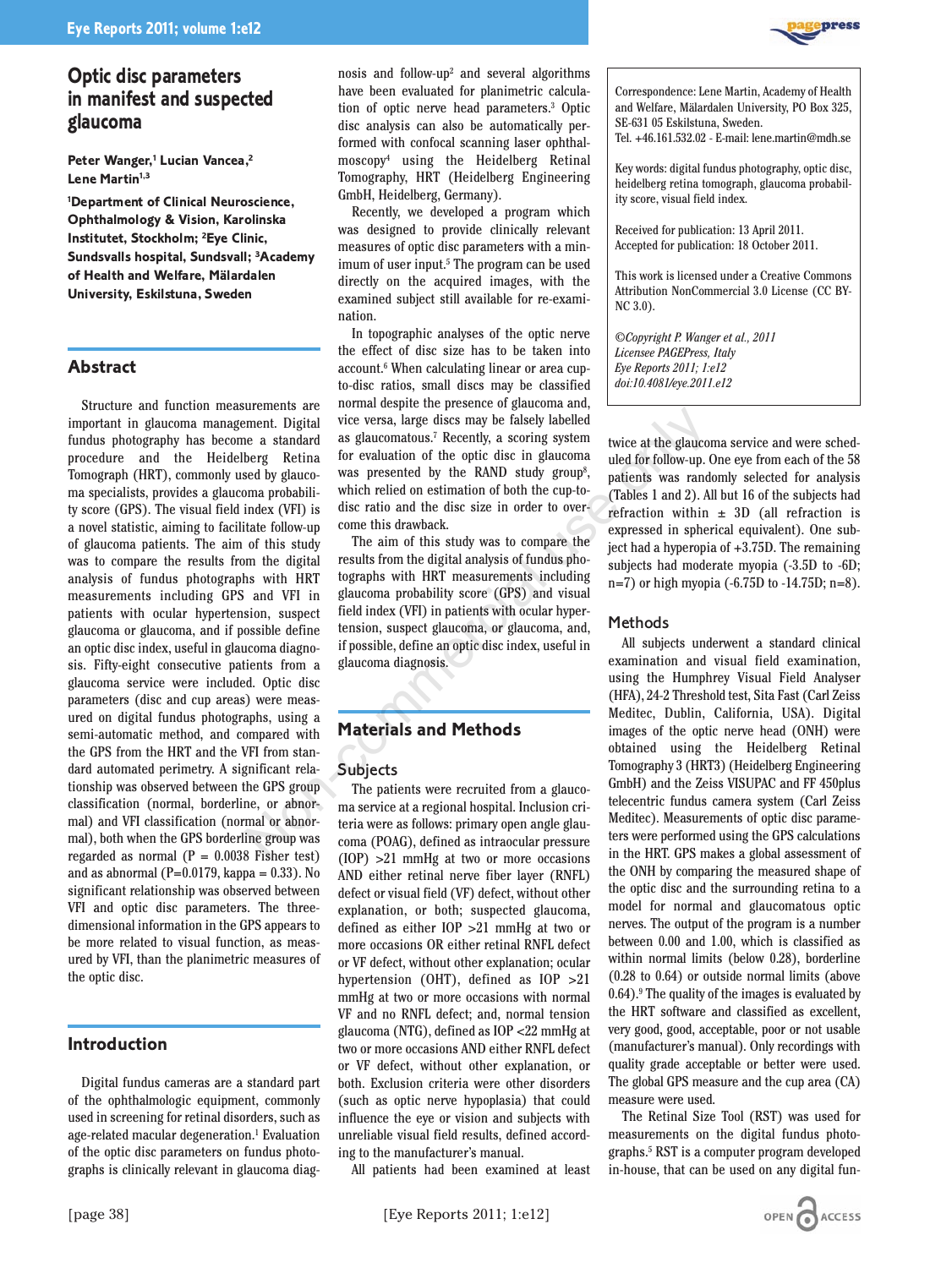# Optic disc parameters in manifest and suspected glaucoma

**Peter Wanger,[1] Lucian Vancea,[2] Lene Martin[1,3]**

**[1]Department of Clinical Neuroscience, Ophthalmology & Vision, Karolinska Institutet, Stockholm; [2]Eye Clinic, Sundsvalls hospital, Sundsvall; [3]Academy of Health and Welfare, Mälardalen University, Eskilstuna, Sweden**

## Abstract

Structure and function measurements are important in glaucoma management. Digital fundus photography has become a standard procedure and the Heidelberg Retina Tomograph (HRT), commonly used by glaucoma specialists, provides a glaucoma probability score (GPS). The visual field index (VFI) is a novel statistic, aiming to facilitate follow-up of glaucoma patients. The aim of this study was to compare the results from the digital analysis of fundus photographs with HRT measurements including GPS and VFI in patients with ocular hypertension, suspect glaucoma or glaucoma, and if possible define an optic disc index, useful in glaucoma diagnosis. Fifty-eight consecutive patients from a glaucoma service were included. Optic disc parameters (disc and cup areas) were measured on digital fundus photographs, using a semi-automatic method, and compared with the GPS from the HRT and the VFI from standard automated perimetry. A significant relationship was observed between the GPS group classification (normal, borderline, or abnormal) and VFI classification (normal or abnormal), both when the GPS borderline group was regarded as normal (P = 0.0038 Fisher test) and as abnormal (P=0.0179, kappa = 0.33). No significant relationship was observed between VFI and optic disc parameters. The three-dimensional information in the GPS appears to be more related to visual function, as measured by VFI, than the planimetric measures of the optic disc.

## Introduction

Digital fundus cameras are a standard part of the ophthalmologic equipment, commonly used in screening for retinal disorders, such as age-related macular degeneration.[1] Evaluation of the optic disc parameters on fundus photographs is clinically relevant in glaucoma diagnosis and follow-up[2] and several algorithms have been evaluated for planimetric calculation of optic nerve head parameters.[3] Optic disc analysis can also be automatically performed with confocal scanning laser ophthalmoscopy[4] using the Heidelberg Retinal Tomography, HRT (Heidelberg Engineering GmbH, Heidelberg, Germany).

Recently, we developed a program which was designed to provide clinically relevant measures of optic disc parameters with a minimum of user input.[5] The program can be used directly on the acquired images, with the examined subject still available for re-examination.

In topographic analyses of the optic nerve the effect of disc size has to be taken into account.[6] When calculating linear or area cup-to-disc ratios, small discs may be classified normal despite the presence of glaucoma and, vice versa, large discs may be falsely labelled as glaucomatous.[7] Recently, a scoring system for evaluation of the optic disc in glaucoma was presented by the RAND study group[8], which relied on estimation of both the cup-to-disc ratio and the disc size in order to overcome this drawback.

The aim of this study was to compare the results from the digital analysis of fundus photographs with HRT measurements including glaucoma probability score (GPS) and visual field index (VFI) in patients with ocular hypertension, suspect glaucoma, or glaucoma, and, if possible, define an optic disc index, useful in glaucoma diagnosis.

## Materials and Methods

### Subjects

The patients were recruited from a glaucoma service at a regional hospital. Inclusion criteria were as follows: primary open angle glaucoma (POAG), defined as intraocular pressure (IOP) >21 mmHg at two or more occasions AND either retinal nerve fiber layer (RNFL) defect or visual field (VF) defect, without other explanation, or both; suspected glaucoma, defined as either IOP >21 mmHg at two or more occasions OR either retinal RNFL defect or VF defect, without other explanation; ocular hypertension (OHT), defined as IOP >21 mmHg at two or more occasions with normal VF and no RNFL defect; and, normal tension glaucoma (NTG), defined as IOP <22 mmHg at two or more occasions AND either RNFL defect or VF defect, without other explanation, or both. Exclusion criteria were other disorders (such as optic nerve hypoplasia) that could influence the eye or vision and subjects with unreliable visual field results, defined according to the manufacturer's manual.

All patients had been examined at least twice at the glaucoma service and were scheduled for follow-up. One eye from each of the 58 patients was randomly selected for analysis (Tables 1 and 2). All but 16 of the subjects had refraction within ± 3D (all refraction is expressed in spherical equivalent). One subject had a hyperopia of +3.75D. The remaining subjects had moderate myopia (-3.5D to -6D; n=7) or high myopia (-6.75D to -14.75D; n=8).

### Methods

All subjects underwent a standard clinical examination and visual field examination, using the Humphrey Visual Field Analyser (HFA), 24-2 Threshold test, Sita Fast (Carl Zeiss Meditec, Dublin, California, USA). Digital images of the optic nerve head (ONH) were obtained using the Heidelberg Retinal Tomography 3 (HRT3) (Heidelberg Engineering GmbH) and the Zeiss VISUPAC and FF 450plus telecentric fundus camera system (Carl Zeiss Meditec). Measurements of optic disc parameters were performed using the GPS calculations in the HRT. GPS makes a global assessment of the ONH by comparing the measured shape of the optic disc and the surrounding retina to a model for normal and glaucomatous optic nerves. The output of the program is a number between 0.00 and 1.00, which is classified as within normal limits (below 0.28), borderline (0.28 to 0.64) or outside normal limits (above 0.64).[9] The quality of the images is evaluated by the HRT software and classified as excellent, very good, good, acceptable, poor or not usable (manufacturer's manual). Only recordings with quality grade acceptable or better were used. The global GPS measure and the cup area (CA) measure were used.

The Retinal Size Tool (RST) was used for measurements on the digital fundus photographs.[5] RST is a computer program developed in-house, that can be used on any digital fun-

Correspondence: Lene Martin, Academy of Health and Welfare, Mälardalen University, PO Box 325, SE-631 05 Eskilstuna, Sweden.
Tel. +46.161.532.02 - E-mail: lene.martin@mdh.se

Key words: digital fundus photography, optic disc, heidelberg retina tomograph, glaucoma probability score, visual field index.

Received for publication: 13 April 2011.
Accepted for publication: 18 October 2011.

This work is licensed under a Creative Commons Attribution NonCommercial 3.0 License (CC BY-NC 3.0).

*©Copyright P. Wanger et al., 2011*
*Licensee PAGEPress, Italy*
*Eye Reports 2011; 1:e12*
*doi:10.4081/eye.2011.e12*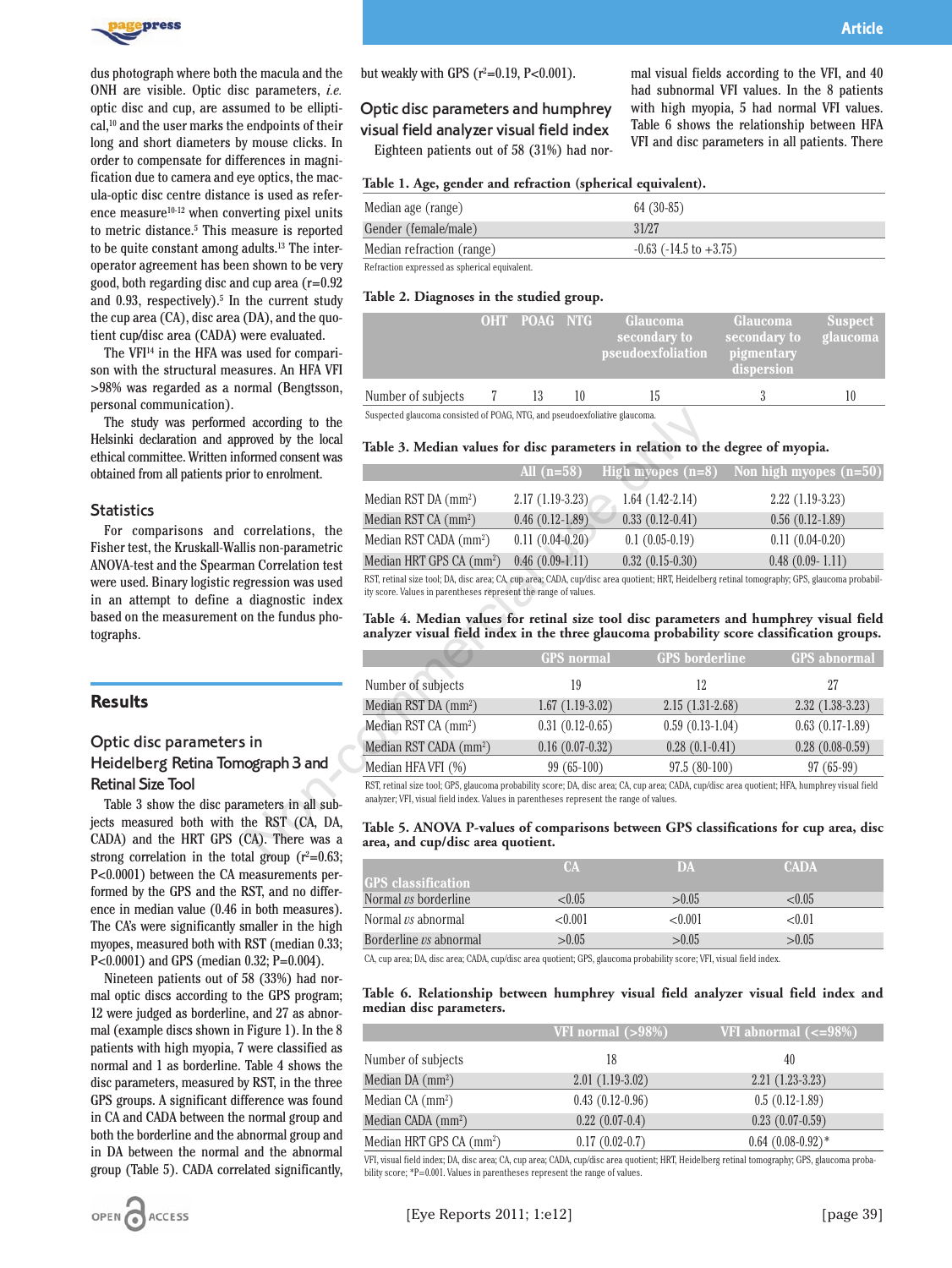dus photograph where both the macula and the ONH are visible. Optic disc parameters, *i.e.* optic disc and cup, are assumed to be elliptical,[10] and the user marks the endpoints of their long and short diameters by mouse clicks. In order to compensate for differences in magnification due to camera and eye optics, the macula-optic disc centre distance is used as reference measure[10-12] when converting pixel units to metric distance.[5] This measure is reported to be quite constant among adults.[13] The inter-operator agreement has been shown to be very good, both regarding disc and cup area (r=0.92 and 0.93, respectively).[5] In the current study the cup area (CA), disc area (DA), and the quotient cup/disc area (CADA) were evaluated.

The VFI[14] in the HFA was used for comparison with the structural measures. An HFA VFI >98% was regarded as a normal (Bengtsson, personal communication).

The study was performed according to the Helsinki declaration and approved by the local ethical committee. Written informed consent was obtained from all patients prior to enrolment.

## Statistics

For comparisons and correlations, the Fisher test, the Kruskall-Wallis non-parametric ANOVA-test and the Spearman Correlation test were used. Binary logistic regression was used in an attempt to define a diagnostic index based on the measurement on the fundus photographs.

# Results

## Optic disc parameters in Heidelberg Retina Tomograph 3 and Retinal Size Tool

Table 3 show the disc parameters in all subjects measured both with the RST (CA, DA, CADA) and the HRT GPS (CA). There was a strong correlation in the total group ($r^2$=0.63; P<0.0001) between the CA measurements performed by the GPS and the RST, and no difference in median value (0.46 in both measures). The CA's were significantly smaller in the high myopes, measured both with RST (median 0.33; P<0.0001) and GPS (median 0.32; P=0.004).

Nineteen patients out of 58 (33%) had normal optic discs according to the GPS program; 12 were judged as borderline, and 27 as abnormal (example discs shown in Figure 1). In the 8 patients with high myopia, 7 were classified as normal and 1 as borderline. Table 4 shows the disc parameters, measured by RST, in the three GPS groups. A significant difference was found in CA and CADA between the normal group and both the borderline and the abnormal group and in DA between the normal and the abnormal group (Table 5). CADA correlated significantly, but weakly with GPS ($r^2$=0.19, P<0.001).

## Optic disc parameters and humphrey visual field analyzer visual field index

Eighteen patients out of 58 (31%) had normal visual fields according to the VFI, and 40 had subnormal VFI values. In the 8 patients with high myopia, 5 had normal VFI values. Table 6 shows the relationship between HFA VFI and disc parameters in all patients. There

**Table 1. Age, gender and refraction (spherical equivalent).**

| | |
|---|---|
| Median age (range) | 64 (30-85) |
| Gender (female/male) | 31/27 |
| Median refraction (range) | -0.63 (-14.5 to +3.75) |

Refraction expressed as spherical equivalent.

**Table 2. Diagnoses in the studied group.**

| | OHT | POAG | NTG | Glaucoma secondary to pseudoexfoliation | Glaucoma secondary to pigmentary dispersion | Suspect glaucoma |
|---|---|---|---|---|---|---|
| Number of subjects | 7 | 13 | 10 | 15 | 3 | 10 |

Suspected glaucoma consisted of POAG, NTG, and pseudoexfoliative glaucoma.

**Table 3. Median values for disc parameters in relation to the degree of myopia.**

| | All (n=58) | High myopes (n=8) | Non high myopes (n=50) |
|---|---|---|---|
| Median RST DA (mm²) | 2.17 (1.19-3.23) | 1.64 (1.42-2.14) | 2.22 (1.19-3.23) |
| Median RST CA (mm²) | 0.46 (0.12-1.89) | 0.33 (0.12-0.41) | 0.56 (0.12-1.89) |
| Median RST CADA (mm²) | 0.11 (0.04-0.20) | 0.1 (0.05-0.19) | 0.11 (0.04-0.20) |
| Median HRT GPS CA (mm²) | 0.46 (0.09-1.11) | 0.32 (0.15-0.30) | 0.48 (0.09- 1.11) |

RST, retinal size tool; DA, disc area; CA, cup area; CADA, cup/disc area quotient; HRT, Heidelberg retinal tomography; GPS, glaucoma probability score. Values in parentheses represent the range of values.

**Table 4. Median values for retinal size tool disc parameters and humphrey visual field analyzer visual field index in the three glaucoma probability score classification groups.**

| | GPS normal | GPS borderline | GPS abnormal |
|---|---|---|---|
| Number of subjects | 19 | 12 | 27 |
| Median RST DA (mm²) | 1.67 (1.19-3.02) | 2.15 (1.31-2.68) | 2.32 (1.38-3.23) |
| Median RST CA (mm²) | 0.31 (0.12-0.65) | 0.59 (0.13-1.04) | 0.63 (0.17-1.89) |
| Median RST CADA (mm²) | 0.16 (0.07-0.32) | 0.28 (0.1-0.41) | 0.28 (0.08-0.59) |
| Median HFA VFI (%) | 99 (65-100) | 97.5 (80-100) | 97 (65-99) |

RST, retinal size tool; GPS, glaucoma probability score; DA, disc area; CA, cup area; CADA, cup/disc area quotient; HFA, humphrey visual field analyzer; VFI, visual field index. Values in parentheses represent the range of values.

**Table 5. ANOVA P-values of comparisons between GPS classifications for cup area, disc area, and cup/disc area quotient.**

| GPS classification | CA | DA | CADA |
|---|---|---|---|
| Normal *vs* borderline | <0.05 | >0.05 | <0.05 |
| Normal *vs* abnormal | <0.001 | <0.001 | <0.01 |
| Borderline *vs* abnormal | >0.05 | >0.05 | >0.05 |

CA, cup area; DA, disc area; CADA, cup/disc area quotient; GPS, glaucoma probability score; VFI, visual field index.

**Table 6. Relationship between humphrey visual field analyzer visual field index and median disc parameters.**

| | VFI normal (>98%) | VFI abnormal (<=98%) |
|---|---|---|
| Number of subjects | 18 | 40 |
| Median DA (mm²) | 2.01 (1.19-3.02) | 2.21 (1.23-3.23) |
| Median CA (mm²) | 0.43 (0.12-0.96) | 0.5 (0.12-1.89) |
| Median CADA (mm²) | 0.22 (0.07-0.4) | 0.23 (0.07-0.59) |
| Median HRT GPS CA (mm²) | 0.17 (0.02-0.7) | 0.64 (0.08-0.92)* |

VFI, visual field index; DA, disc area; CA, cup area; CADA, cup/disc area quotient; HRT, Heidelberg retinal tomography; GPS, glaucoma probability score; *P=0.001. Values in parentheses represent the range of values.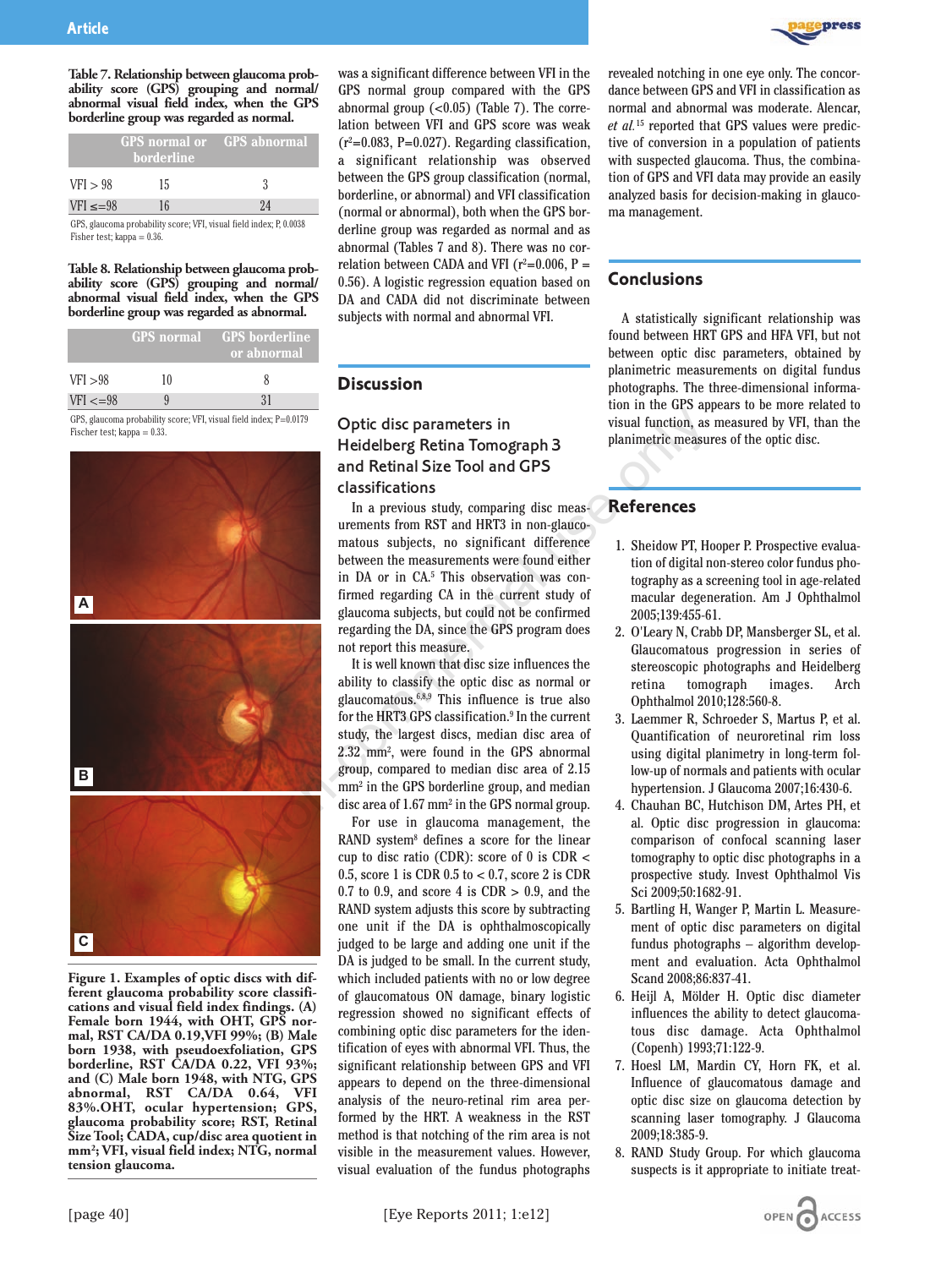Table 7. Relationship between glaucoma probability score (GPS) grouping and normal/abnormal visual field index, when the GPS borderline group was regarded as normal.

| | GPS normal or borderline | GPS abnormal |
|---|---|---|
| VFI > 98 | 15 | 3 |
| VFI ≤=98 | 16 | 24 |

GPS, glaucoma probability score; VFI, visual field index; P, 0.0038 Fisher test; kappa = 0.36.

Table 8. Relationship between glaucoma probability score (GPS) grouping and normal/abnormal visual field index, when the GPS borderline group was regarded as abnormal.

| | GPS normal | GPS borderline or abnormal |
|---|---|---|
| VFI >98 | 10 | 8 |
| VFI <=98 | 9 | 31 |

GPS, glaucoma probability score; VFI, visual field index; P=0.0179 Fischer test; kappa = 0.33.

Figure 1. Examples of optic discs with different glaucoma probability score classifications and visual field index findings. (A) Female born 1944, with OHT, GPS normal, RST CA/DA 0.19,VFI 99%; (B) Male born 1938, with pseudoexfoliation, GPS borderline, RST CA/DA 0.22, VFI 93%; and (C) Male born 1948, with NTG, GPS abnormal, RST CA/DA 0.64, VFI 83%.OHT, ocular hypertension; GPS, glaucoma probability score; RST, Retinal Size Tool; CADA, cup/disc area quotient in mm²; VFI, visual field index; NTG, normal tension glaucoma.

was a significant difference between VFI in the GPS normal group compared with the GPS abnormal group (<0.05) (Table 7). The correlation between VFI and GPS score was weak ($r^2$=0.083, P=0.027). Regarding classification, a significant relationship was observed between the GPS group classification (normal, borderline, or abnormal) and VFI classification (normal or abnormal), both when the GPS borderline group was regarded as normal and as abnormal (Tables 7 and 8). There was no correlation between CADA and VFI ($r^2$=0.006, P = 0.56). A logistic regression equation based on DA and CADA did not discriminate between subjects with normal and abnormal VFI.

## Discussion

### Optic disc parameters in Heidelberg Retina Tomograph 3 and Retinal Size Tool and GPS classifications

In a previous study, comparing disc measurements from RST and HRT3 in non-glaucomatous subjects, no significant difference between the measurements were found either in DA or in CA.[5] This observation was confirmed regarding CA in the current study of glaucoma subjects, but could not be confirmed regarding the DA, since the GPS program does not report this measure.

It is well known that disc size influences the ability to classify the optic disc as normal or glaucomatous.[6,8,9] This influence is true also for the HRT3 GPS classification.[9] In the current study, the largest discs, median disc area of 2.32 mm², were found in the GPS abnormal group, compared to median disc area of 2.15 mm² in the GPS borderline group, and median disc area of 1.67 mm² in the GPS normal group.

For use in glaucoma management, the RAND system[8] defines a score for the linear cup to disc ratio (CDR): score of 0 is CDR < 0.5, score 1 is CDR 0.5 to < 0.7, score 2 is CDR 0.7 to 0.9, and score 4 is CDR > 0.9, and the RAND system adjusts this score by subtracting one unit if the DA is ophthalmoscopically judged to be large and adding one unit if the DA is judged to be small. In the current study, which included patients with no or low degree of glaucomatous ON damage, binary logistic regression showed no significant effects of combining optic disc parameters for the identification of eyes with abnormal VFI. Thus, the significant relationship between GPS and VFI appears to depend on the three-dimensional analysis of the neuro-retinal rim area performed by the HRT. A weakness in the RST method is that notching of the rim area is not visible in the measurement values. However, visual evaluation of the fundus photographs revealed notching in one eye only. The concordance between GPS and VFI in classification as normal and abnormal was moderate. Alencar, *et al.*[15] reported that GPS values were predictive of conversion in a population of patients with suspected glaucoma. Thus, the combination of GPS and VFI data may provide an easily analyzed basis for decision-making in glaucoma management.

## Conclusions

A statistically significant relationship was found between HRT GPS and HFA VFI, but not between optic disc parameters, obtained by planimetric measurements on digital fundus photographs. The three-dimensional information in the GPS appears to be more related to visual function, as measured by VFI, than the planimetric measures of the optic disc.

## References

1. Sheidow PT, Hooper P. Prospective evaluation of digital non-stereo color fundus photography as a screening tool in age-related macular degeneration. Am J Ophthalmol 2005;139:455-61.
2. O'Leary N, Crabb DP, Mansberger SL, et al. Glaucomatous progression in series of stereoscopic photographs and Heidelberg retina tomograph images. Arch Ophthalmol 2010;128:560-8.
3. Laemmer R, Schroeder S, Martus P, et al. Quantification of neuroretinal rim loss using digital planimetry in long-term follow-up of normals and patients with ocular hypertension. J Glaucoma 2007;16:430-6.
4. Chauhan BC, Hutchison DM, Artes PH, et al. Optic disc progression in glaucoma: comparison of confocal scanning laser tomography to optic disc photographs in a prospective study. Invest Ophthalmol Vis Sci 2009;50:1682-91.
5. Bartling H, Wanger P, Martin L. Measurement of optic disc parameters on digital fundus photographs – algorithm development and evaluation. Acta Ophthalmol Scand 2008;86:837-41.
6. Heijl A, Mölder H. Optic disc diameter influences the ability to detect glaucomatous disc damage. Acta Ophthalmol (Copenh) 1993;71:122-9.
7. Hoesl LM, Mardin CY, Horn FK, et al. Influence of glaucomatous damage and optic disc size on glaucoma detection by scanning laser tomography. J Glaucoma 2009;18:385-9.
8. RAND Study Group. For which glaucoma suspects is it appropriate to initiate treat-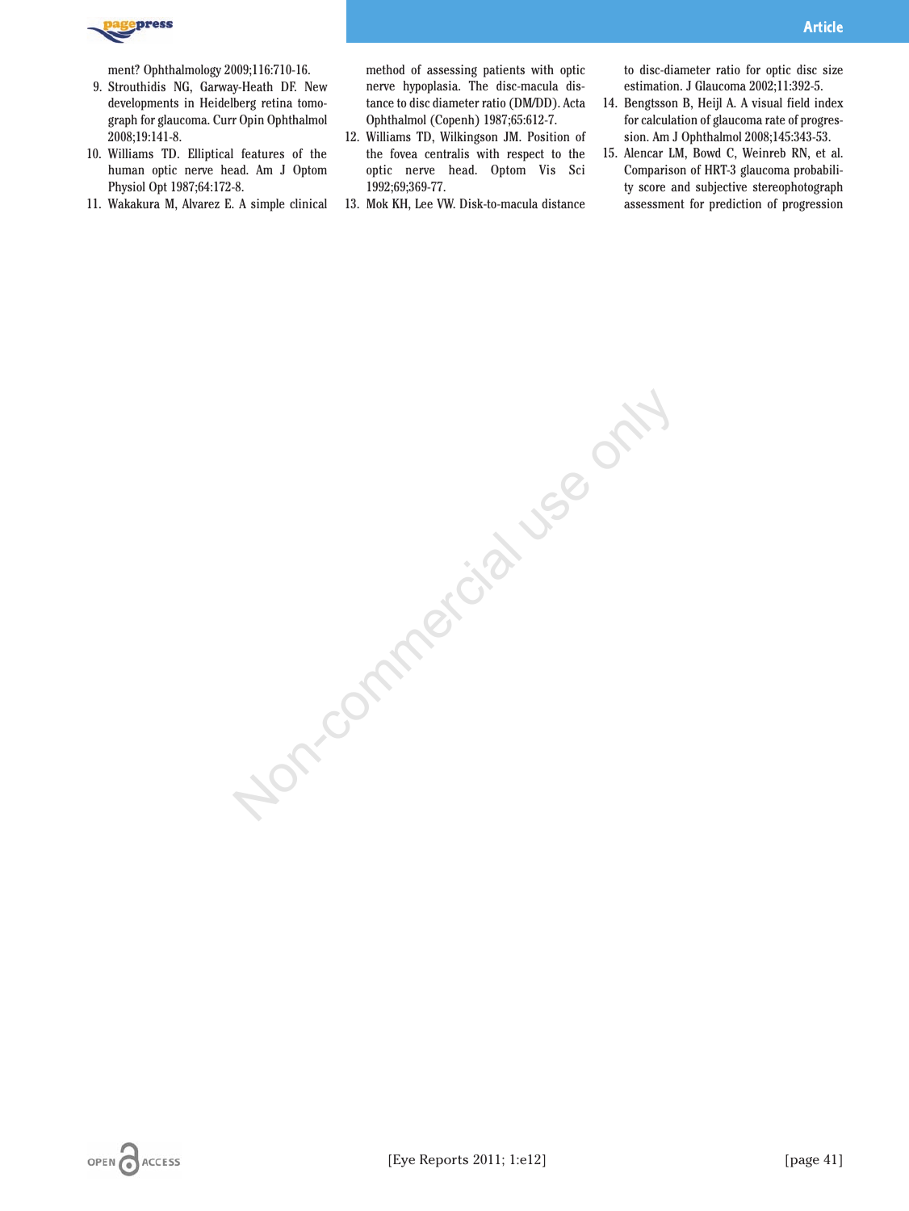ment? Ophthalmology 2009;116:710-16.

9. Strouthidis NG, Garway-Heath DF. New developments in Heidelberg retina tomograph for glaucoma. Curr Opin Ophthalmol 2008;19:141-8.
10. Williams TD. Elliptical features of the human optic nerve head. Am J Optom Physiol Opt 1987;64:172-8.
11. Wakakura M, Alvarez E. A simple clinical method of assessing patients with optic nerve hypoplasia. The disc-macula distance to disc diameter ratio (DM/DD). Acta Ophthalmol (Copenh) 1987;65:612-7.
12. Williams TD, Wilkingson JM. Position of the fovea centralis with respect to the optic nerve head. Optom Vis Sci 1992;69;369-77.
13. Mok KH, Lee VW. Disk-to-macula distance to disc-diameter ratio for optic disc size estimation. J Glaucoma 2002;11:392-5.
14. Bengtsson B, Heijl A. A visual field index for calculation of glaucoma rate of progression. Am J Ophthalmol 2008;145:343-53.
15. Alencar LM, Bowd C, Weinreb RN, et al. Comparison of HRT-3 glaucoma probability score and subjective stereophotograph assessment for prediction of progression